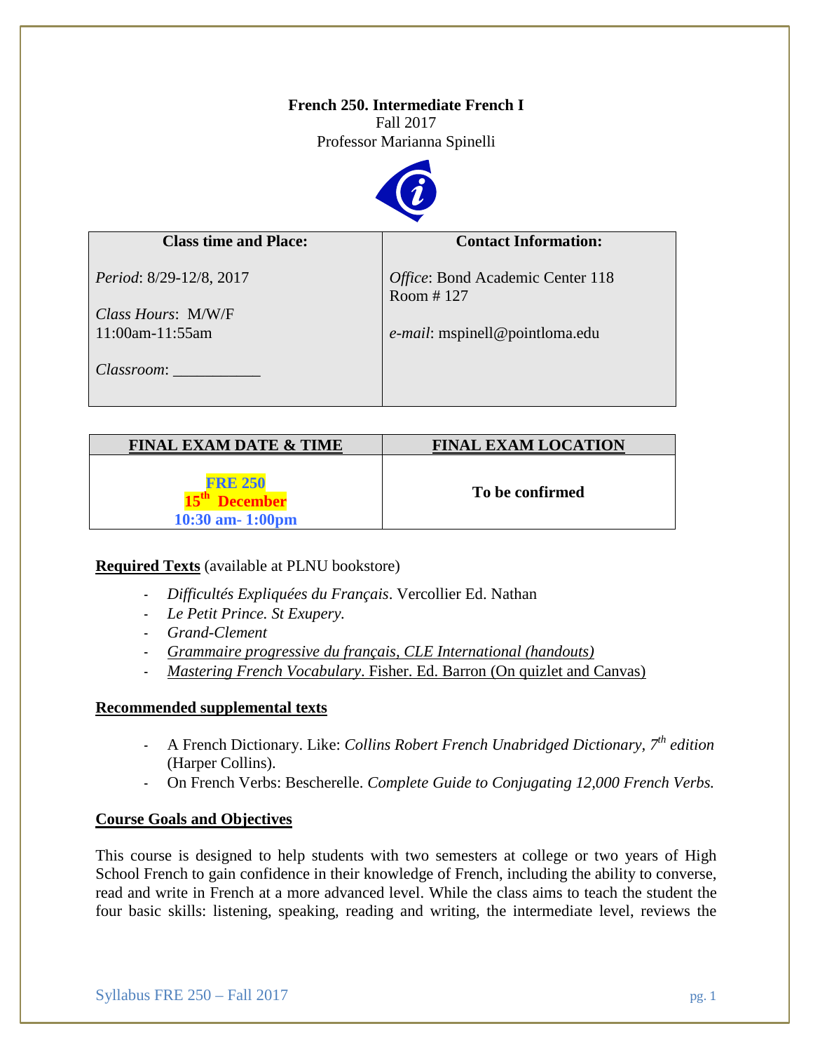**French 250. Intermediate French I**

Fall 2017

Professor Marianna Spinelli

| Class time and Place: | Contact Information: |
| --- | --- |
| *Period*: 8/29-12/8, 2017<br><br>*Class Hours*: M/W/F 11:00am-11:55am<br><br>*Classroom*: ___________ | *Office*: Bond Academic Center 118 Room # 127<br><br>*e-mail*: mspinell@pointloma.edu |

| FINAL EXAM DATE & TIME | FINAL EXAM LOCATION |
| --- | --- |
| **FRE 250**<br>**15th December**<br>**10:30 am- 1:00pm** | **To be confirmed** |

**Required Texts** (available at PLNU bookstore)

- *Difficultés Expliquées du Français*. Vercollier Ed. Nathan
- *Le Petit Prince. St Exupery.*
- *Grand-Clement*
- *Grammaire progressive du français, CLE International (handouts)*
- *Mastering French Vocabulary*. Fisher. Ed. Barron (On quizlet and Canvas)

**Recommended supplemental texts**

- A French Dictionary. Like: *Collins Robert French Unabridged Dictionary, 7th edition* (Harper Collins).
- On French Verbs: Bescherelle. *Complete Guide to Conjugating 12,000 French Verbs.*

**Course Goals and Objectives**

This course is designed to help students with two semesters at college or two years of High School French to gain confidence in their knowledge of French, including the ability to converse, read and write in French at a more advanced level. While the class aims to teach the student the four basic skills: listening, speaking, reading and writing, the intermediate level, reviews the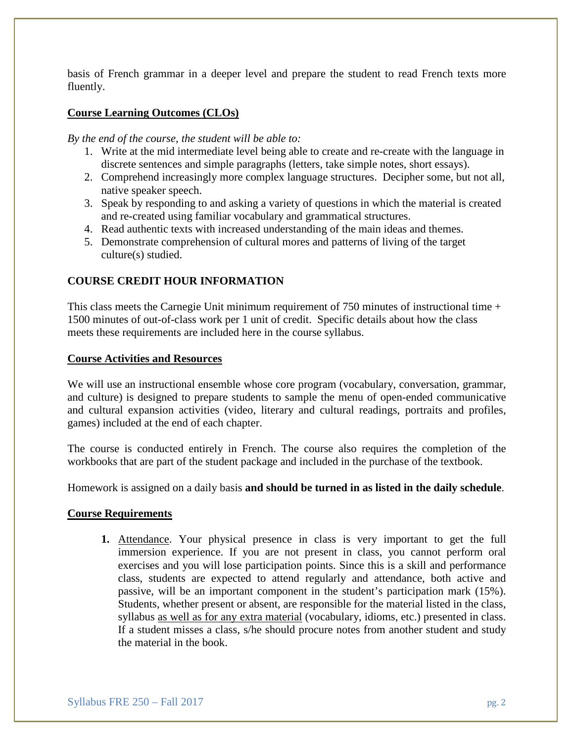basis of French grammar in a deeper level and prepare the student to read French texts more fluently.

## <u>Course Learning Outcomes (CLOs)</u>

*By the end of the course, the student will be able to:*

1. Write at the mid intermediate level being able to create and re-create with the language in discrete sentences and simple paragraphs (letters, take simple notes, short essays).
2. Comprehend increasingly more complex language structures. Decipher some, but not all, native speaker speech.
3. Speak by responding to and asking a variety of questions in which the material is created and re-created using familiar vocabulary and grammatical structures.
4. Read authentic texts with increased understanding of the main ideas and themes.
5. Demonstrate comprehension of cultural mores and patterns of living of the target culture(s) studied.

## COURSE CREDIT HOUR INFORMATION

This class meets the Carnegie Unit minimum requirement of 750 minutes of instructional time + 1500 minutes of out-of-class work per 1 unit of credit. Specific details about how the class meets these requirements are included here in the course syllabus.

## <u>Course Activities and Resources</u>

We will use an instructional ensemble whose core program (vocabulary, conversation, grammar, and culture) is designed to prepare students to sample the menu of open-ended communicative and cultural expansion activities (video, literary and cultural readings, portraits and profiles, games) included at the end of each chapter.

The course is conducted entirely in French. The course also requires the completion of the workbooks that are part of the student package and included in the purchase of the textbook.

Homework is assigned on a daily basis **and should be turned in as listed in the daily schedule**.

## <u>Course Requirements</u>

1. <u>Attendance</u>. Your physical presence in class is very important to get the full immersion experience. If you are not present in class, you cannot perform oral exercises and you will lose participation points. Since this is a skill and performance class, students are expected to attend regularly and attendance, both active and passive, will be an important component in the student's participation mark (15%). Students, whether present or absent, are responsible for the material listed in the class, syllabus <u>as well as for any extra material</u> (vocabulary, idioms, etc.) presented in class. If a student misses a class, s/he should procure notes from another student and study the material in the book.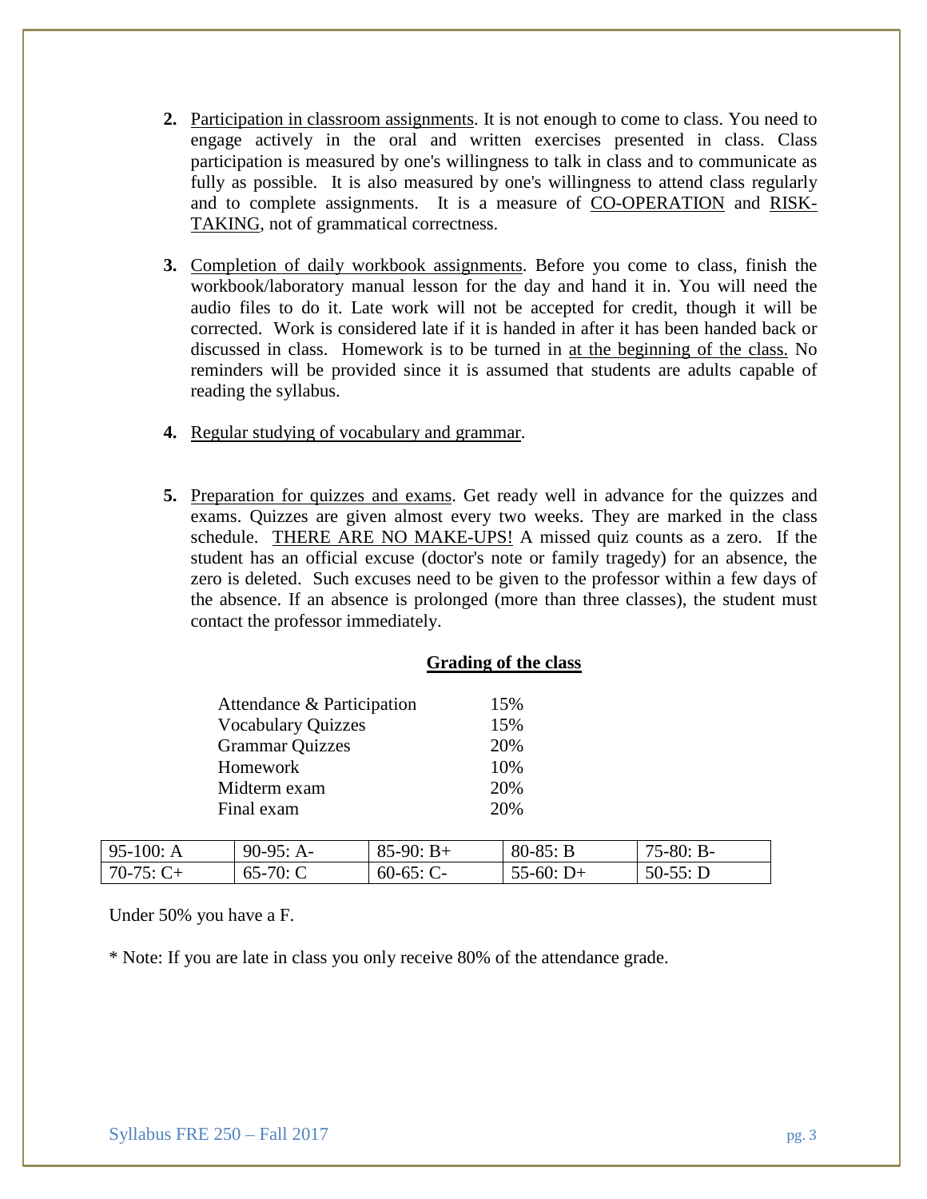2. Participation in classroom assignments. It is not enough to come to class. You need to engage actively in the oral and written exercises presented in class. Class participation is measured by one's willingness to talk in class and to communicate as fully as possible. It is also measured by one's willingness to attend class regularly and to complete assignments. It is a measure of CO-OPERATION and RISK-TAKING, not of grammatical correctness.

3. Completion of daily workbook assignments. Before you come to class, finish the workbook/laboratory manual lesson for the day and hand it in. You will need the audio files to do it. Late work will not be accepted for credit, though it will be corrected. Work is considered late if it is handed in after it has been handed back or discussed in class. Homework is to be turned in at the beginning of the class. No reminders will be provided since it is assumed that students are adults capable of reading the syllabus.

4. Regular studying of vocabulary and grammar.

5. Preparation for quizzes and exams. Get ready well in advance for the quizzes and exams. Quizzes are given almost every two weeks. They are marked in the class schedule. THERE ARE NO MAKE-UPS! A missed quiz counts as a zero. If the student has an official excuse (doctor's note or family tragedy) for an absence, the zero is deleted. Such excuses need to be given to the professor within a few days of the absence. If an absence is prolonged (more than three classes), the student must contact the professor immediately.

## Grading of the class

| | |
|---|---|
| Attendance & Participation | 15% |
| Vocabulary Quizzes | 15% |
| Grammar Quizzes | 20% |
| Homework | 10% |
| Midterm exam | 20% |
| Final exam | 20% |

| | | | | |
|---|---|---|---|---|
| 95-100: A | 90-95: A- | 85-90: B+ | 80-85: B | 75-80: B- |
| 70-75: C+ | 65-70: C | 60-65: C- | 55-60: D+ | 50-55: D |

Under 50% you have a F.

* Note: If you are late in class you only receive 80% of the attendance grade.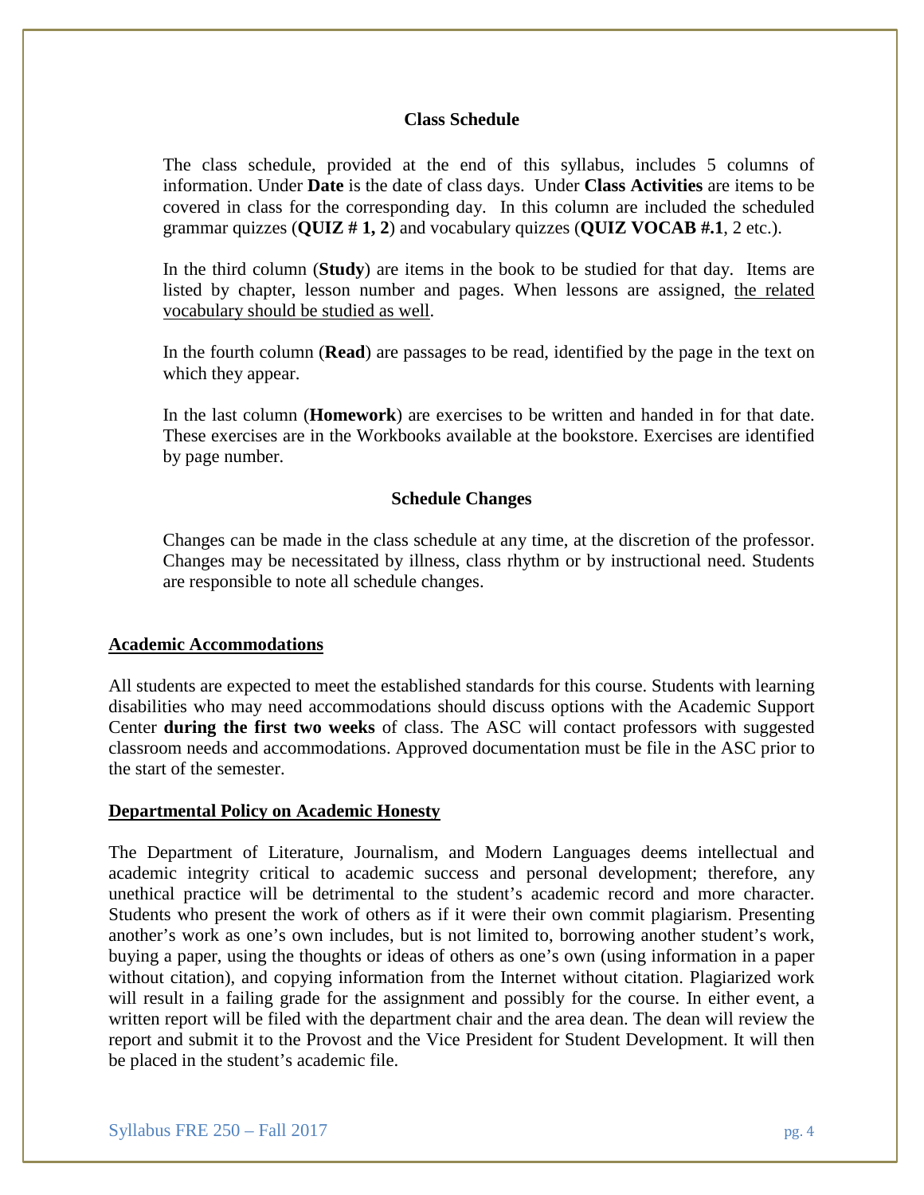### Class Schedule

The class schedule, provided at the end of this syllabus, includes 5 columns of information. Under **Date** is the date of class days. Under **Class Activities** are items to be covered in class for the corresponding day. In this column are included the scheduled grammar quizzes (**QUIZ # 1, 2**) and vocabulary quizzes (**QUIZ VOCAB #.1**, 2 etc.).

In the third column (**Study**) are items in the book to be studied for that day. Items are listed by chapter, lesson number and pages. When lessons are assigned, <u>the related vocabulary should be studied as well</u>.

In the fourth column (**Read**) are passages to be read, identified by the page in the text on which they appear.

In the last column (**Homework**) are exercises to be written and handed in for that date. These exercises are in the Workbooks available at the bookstore. Exercises are identified by page number.

### Schedule Changes

Changes can be made in the class schedule at any time, at the discretion of the professor. Changes may be necessitated by illness, class rhythm or by instructional need. Students are responsible to note all schedule changes.

## <u>Academic Accommodations</u>

All students are expected to meet the established standards for this course. Students with learning disabilities who may need accommodations should discuss options with the Academic Support Center **during the first two weeks** of class. The ASC will contact professors with suggested classroom needs and accommodations. Approved documentation must be file in the ASC prior to the start of the semester.

## <u>Departmental Policy on Academic Honesty</u>

The Department of Literature, Journalism, and Modern Languages deems intellectual and academic integrity critical to academic success and personal development; therefore, any unethical practice will be detrimental to the student's academic record and more character. Students who present the work of others as if it were their own commit plagiarism. Presenting another's work as one's own includes, but is not limited to, borrowing another student's work, buying a paper, using the thoughts or ideas of others as one's own (using information in a paper without citation), and copying information from the Internet without citation. Plagiarized work will result in a failing grade for the assignment and possibly for the course. In either event, a written report will be filed with the department chair and the area dean. The dean will review the report and submit it to the Provost and the Vice President for Student Development. It will then be placed in the student's academic file.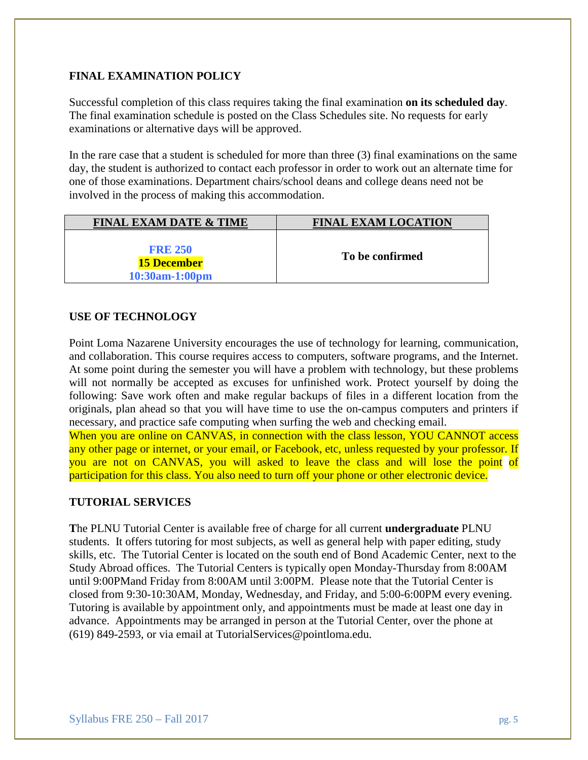### FINAL EXAMINATION POLICY

Successful completion of this class requires taking the final examination **on its scheduled day**. The final examination schedule is posted on the Class Schedules site. No requests for early examinations or alternative days will be approved.

In the rare case that a student is scheduled for more than three (3) final examinations on the same day, the student is authorized to contact each professor in order to work out an alternate time for one of those examinations. Department chairs/school deans and college deans need not be involved in the process of making this accommodation.

| FINAL EXAM DATE & TIME | FINAL EXAM LOCATION |
| --- | --- |
| **FRE 250**<br>**15 December**<br>**10:30am-1:00pm** | **To be confirmed** |

### USE OF TECHNOLOGY

Point Loma Nazarene University encourages the use of technology for learning, communication, and collaboration. This course requires access to computers, software programs, and the Internet. At some point during the semester you will have a problem with technology, but these problems will not normally be accepted as excuses for unfinished work. Protect yourself by doing the following: Save work often and make regular backups of files in a different location from the originals, plan ahead so that you will have time to use the on-campus computers and printers if necessary, and practice safe computing when surfing the web and checking email.
When you are online on CANVAS, in connection with the class lesson, YOU CANNOT access any other page or internet, or your email, or Facebook, etc, unless requested by your professor. If you are not on CANVAS, you will asked to leave the class and will lose the point of participation for this class. You also need to turn off your phone or other electronic device.

### TUTORIAL SERVICES

**T**he PLNU Tutorial Center is available free of charge for all current **undergraduate** PLNU students. It offers tutoring for most subjects, as well as general help with paper editing, study skills, etc. The Tutorial Center is located on the south end of Bond Academic Center, next to the Study Abroad offices. The Tutorial Centers is typically open Monday-Thursday from 8:00AM until 9:00PMand Friday from 8:00AM until 3:00PM. Please note that the Tutorial Center is closed from 9:30-10:30AM, Monday, Wednesday, and Friday, and 5:00-6:00PM every evening. Tutoring is available by appointment only, and appointments must be made at least one day in advance. Appointments may be arranged in person at the Tutorial Center, over the phone at (619) 849-2593, or via email at TutorialServices@pointloma.edu.